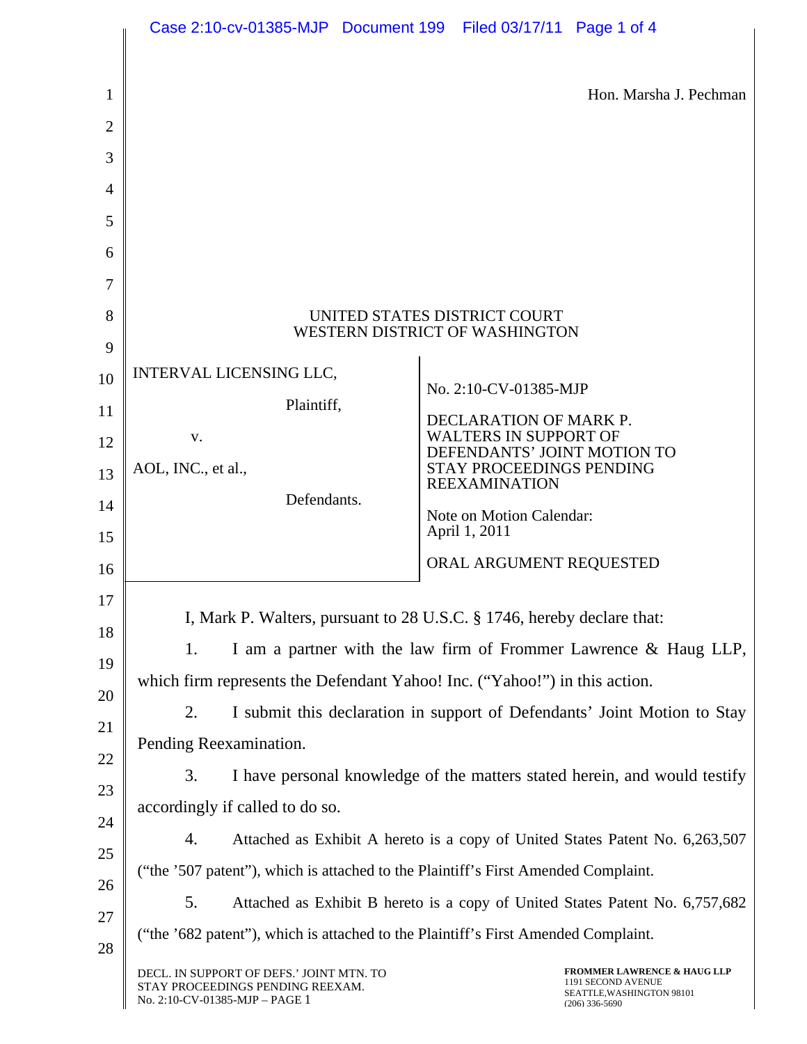Hon. Marsha J. Pechman

UNITED STATES DISTRICT COURT
WESTERN DISTRICT OF WASHINGTON

| | |
|---|---|
| INTERVAL LICENSING LLC,<br><br>Plaintiff,<br><br>v.<br><br>AOL, INC., et al.,<br><br>Defendants. | No. 2:10-CV-01385-MJP<br><br>DECLARATION OF MARK P. WALTERS IN SUPPORT OF DEFENDANTS' JOINT MOTION TO STAY PROCEEDINGS PENDING REEXAMINATION<br><br>Note on Motion Calendar: April 1, 2011<br><br>ORAL ARGUMENT REQUESTED |

I, Mark P. Walters, pursuant to 28 U.S.C. § 1746, hereby declare that:

1. I am a partner with the law firm of Frommer Lawrence & Haug LLP, which firm represents the Defendant Yahoo! Inc. ("Yahoo!") in this action.

2. I submit this declaration in support of Defendants' Joint Motion to Stay Pending Reexamination.

3. I have personal knowledge of the matters stated herein, and would testify accordingly if called to do so.

4. Attached as Exhibit A hereto is a copy of United States Patent No. 6,263,507 ("the '507 patent"), which is attached to the Plaintiff's First Amended Complaint.

5. Attached as Exhibit B hereto is a copy of United States Patent No. 6,757,682 ("the '682 patent"), which is attached to the Plaintiff's First Amended Complaint.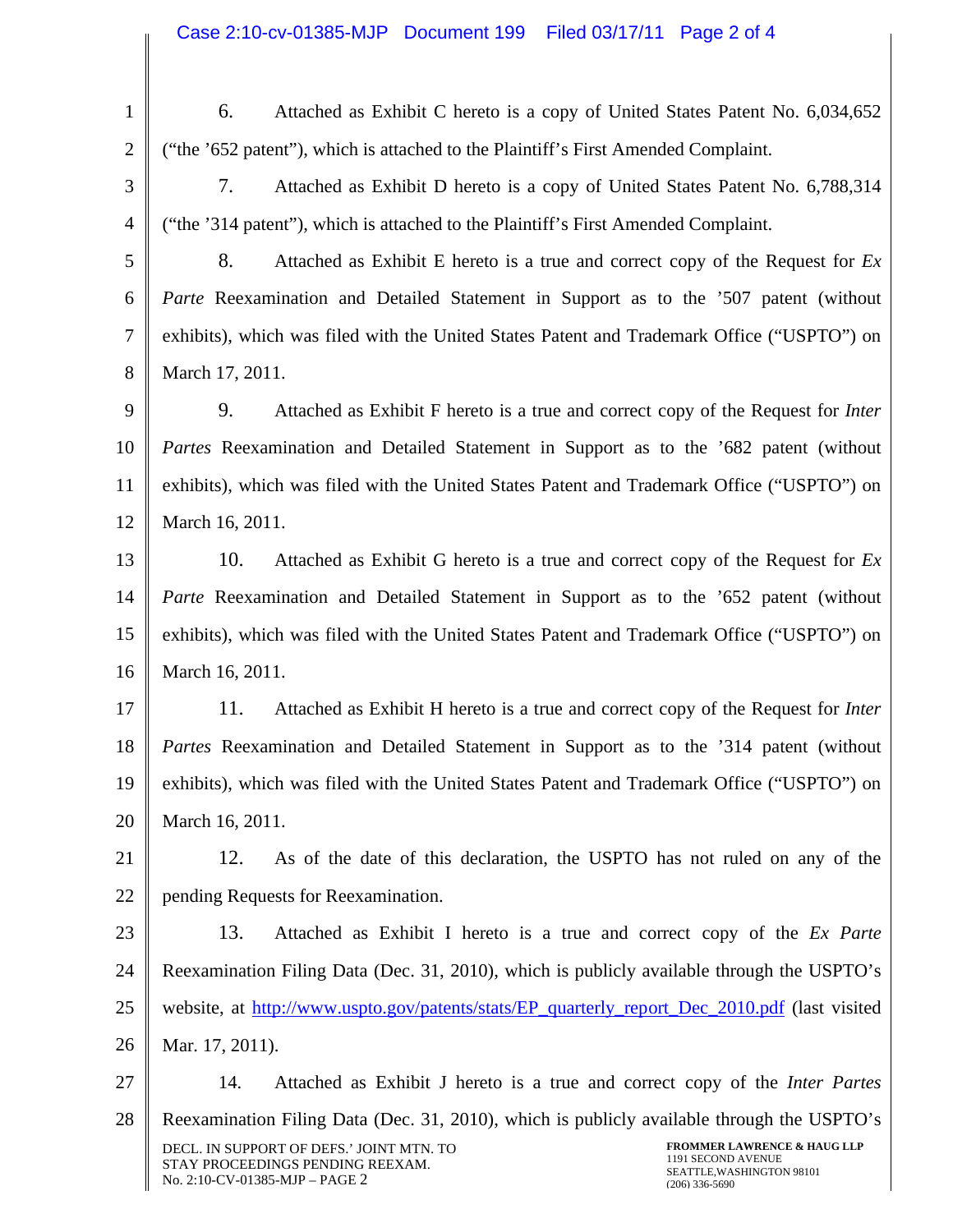6. Attached as Exhibit C hereto is a copy of United States Patent No. 6,034,652 (“the ’652 patent”), which is attached to the Plaintiff’s First Amended Complaint.

7. Attached as Exhibit D hereto is a copy of United States Patent No. 6,788,314 (“the ’314 patent”), which is attached to the Plaintiff’s First Amended Complaint.

8. Attached as Exhibit E hereto is a true and correct copy of the Request for *Ex Parte* Reexamination and Detailed Statement in Support as to the ’507 patent (without exhibits), which was filed with the United States Patent and Trademark Office (“USPTO”) on March 17, 2011.

9. Attached as Exhibit F hereto is a true and correct copy of the Request for *Inter Partes* Reexamination and Detailed Statement in Support as to the ’682 patent (without exhibits), which was filed with the United States Patent and Trademark Office (“USPTO”) on March 16, 2011.

10. Attached as Exhibit G hereto is a true and correct copy of the Request for *Ex Parte* Reexamination and Detailed Statement in Support as to the ’652 patent (without exhibits), which was filed with the United States Patent and Trademark Office (“USPTO”) on March 16, 2011.

11. Attached as Exhibit H hereto is a true and correct copy of the Request for *Inter Partes* Reexamination and Detailed Statement in Support as to the ’314 patent (without exhibits), which was filed with the United States Patent and Trademark Office (“USPTO”) on March 16, 2011.

12. As of the date of this declaration, the USPTO has not ruled on any of the pending Requests for Reexamination.

13. Attached as Exhibit I hereto is a true and correct copy of the *Ex Parte* Reexamination Filing Data (Dec. 31, 2010), which is publicly available through the USPTO’s website, at http://www.uspto.gov/patents/stats/EP_quarterly_report_Dec_2010.pdf (last visited Mar. 17, 2011).

14. Attached as Exhibit J hereto is a true and correct copy of the *Inter Partes* Reexamination Filing Data (Dec. 31, 2010), which is publicly available through the USPTO’s

DECL. IN SUPPORT OF DEFS.’ JOINT MTN. TO STAY PROCEEDINGS PENDING REEXAM.
No. 2:10-CV-01385-MJP – PAGE 2

**FROMMER LAWRENCE & HAUG LLP**
1191 SECOND AVENUE
SEATTLE,WASHINGTON 98101
(206) 336-5690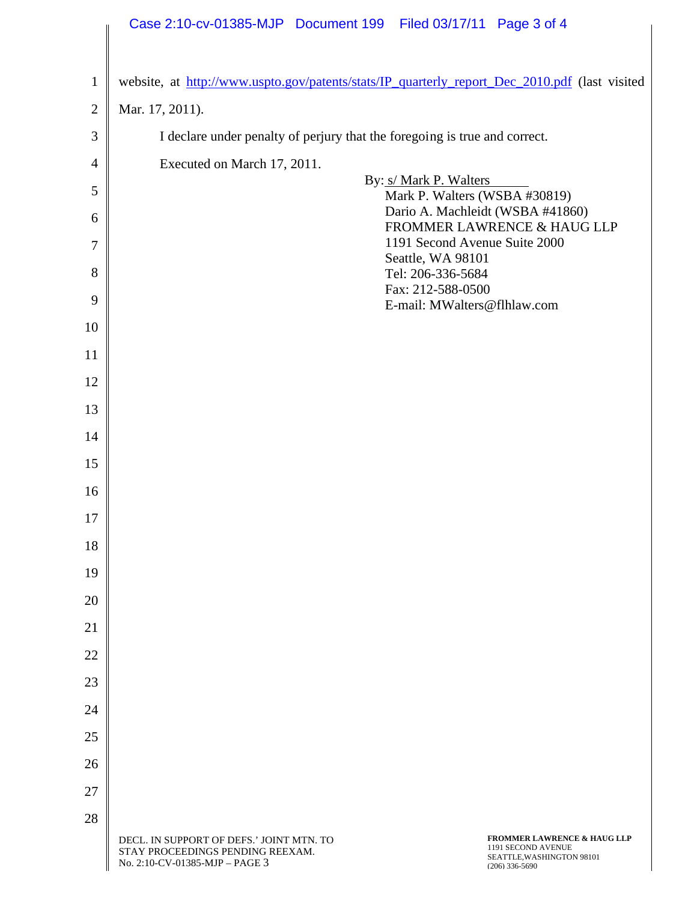website, at http://www.uspto.gov/patents/stats/IP_quarterly_report_Dec_2010.pdf (last visited Mar. 17, 2011).

I declare under penalty of perjury that the foregoing is true and correct.

Executed on March 17, 2011.

By: s/ Mark P. Walters
Mark P. Walters (WSBA #30819)
Dario A. Machleidt (WSBA #41860)
FROMMER LAWRENCE & HAUG LLP
1191 Second Avenue Suite 2000
Seattle, WA 98101
Tel: 206-336-5684
Fax: 212-588-0500
E-mail: MWalters@flhlaw.com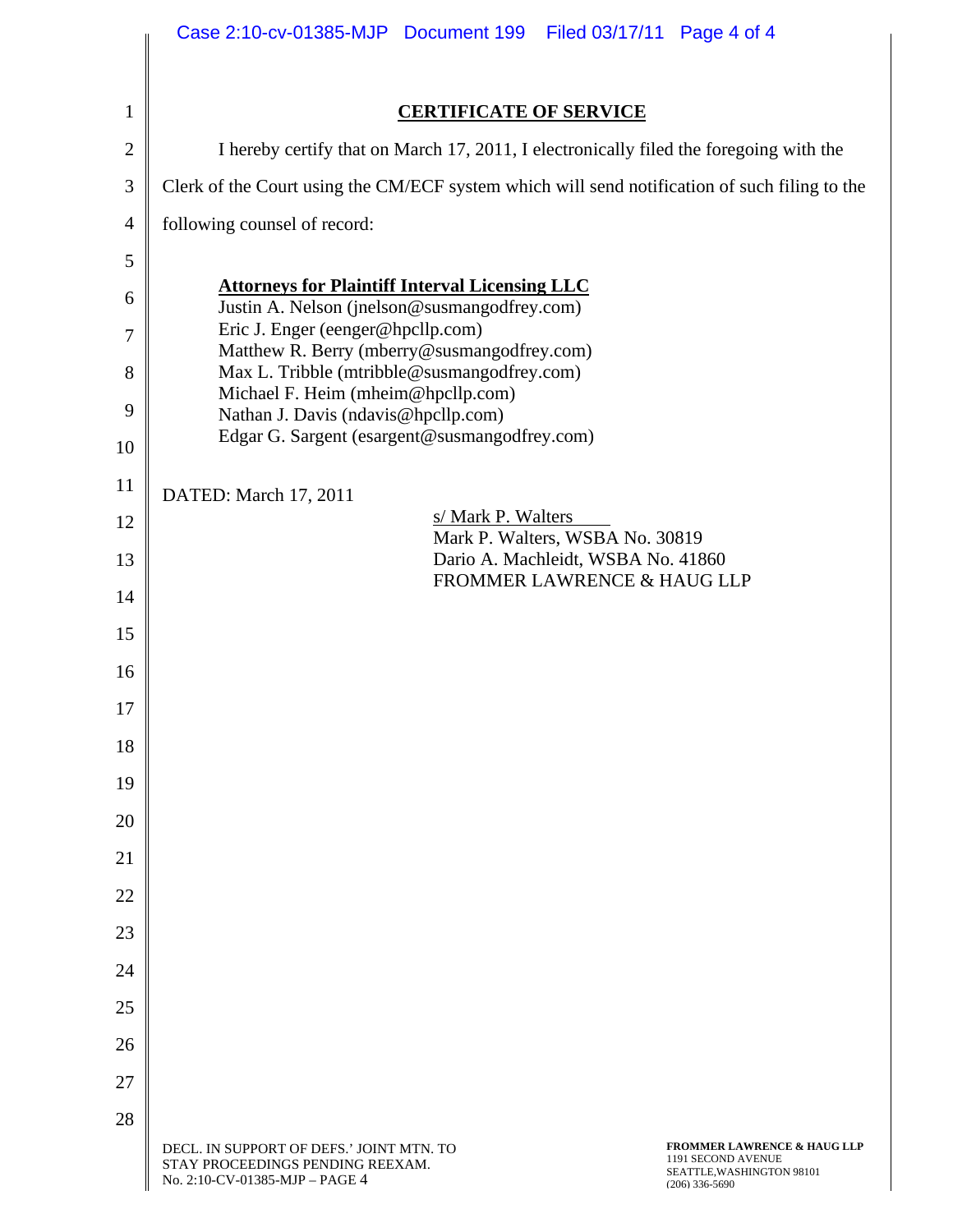## CERTIFICATE OF SERVICE

I hereby certify that on March 17, 2011, I electronically filed the foregoing with the Clerk of the Court using the CM/ECF system which will send notification of such filing to the following counsel of record:

**Attorneys for Plaintiff Interval Licensing LLC**
Justin A. Nelson (jnelson@susmangodfrey.com)
Eric J. Enger (eenger@hpcllp.com)
Matthew R. Berry (mberry@susmangodfrey.com)
Max L. Tribble (mtribble@susmangodfrey.com)
Michael F. Heim (mheim@hpcllp.com)
Nathan J. Davis (ndavis@hpcllp.com)
Edgar G. Sargent (esargent@susmangodfrey.com)

DATED: March 17, 2011

s/ Mark P. Walters
Mark P. Walters, WSBA No. 30819
Dario A. Machleidt, WSBA No. 41860
FROMMER LAWRENCE & HAUG LLP

DECL. IN SUPPORT OF DEFS.' JOINT MTN. TO STAY PROCEEDINGS PENDING REEXAM.
No. 2:10-CV-01385-MJP – PAGE 4

FROMMER LAWRENCE & HAUG LLP
1191 SECOND AVENUE
SEATTLE,WASHINGTON 98101
(206) 336-5690